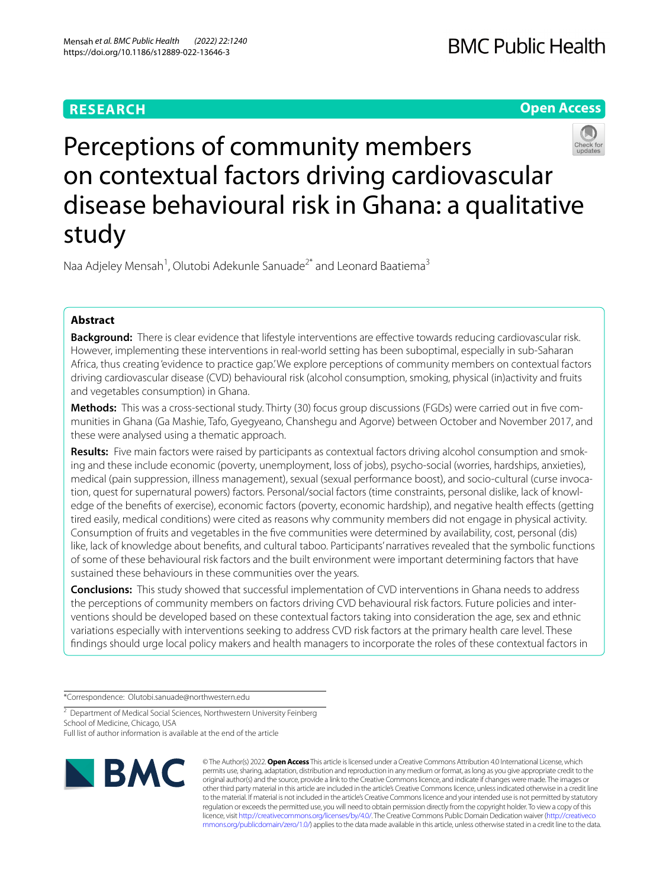RESEARCH

Open Access

# Perceptions of community members on contextual factors driving cardiovascular disease behavioural risk in Ghana: a qualitative study

Naa Adjeley Mensah[1], Olutobi Adekunle Sanuade[2*] and Leonard Baatiema[3]

## Abstract

**Background:** There is clear evidence that lifestyle interventions are effective towards reducing cardiovascular risk. However, implementing these interventions in real-world setting has been suboptimal, especially in sub-Saharan Africa, thus creating 'evidence to practice gap.' We explore perceptions of community members on contextual factors driving cardiovascular disease (CVD) behavioural risk (alcohol consumption, smoking, physical (in)activity and fruits and vegetables consumption) in Ghana.

**Methods:** This was a cross-sectional study. Thirty (30) focus group discussions (FGDs) were carried out in five communities in Ghana (Ga Mashie, Tafo, Gyegyeano, Chanshegu and Agorve) between October and November 2017, and these were analysed using a thematic approach.

**Results:** Five main factors were raised by participants as contextual factors driving alcohol consumption and smoking and these include economic (poverty, unemployment, loss of jobs), psycho-social (worries, hardships, anxieties), medical (pain suppression, illness management), sexual (sexual performance boost), and socio-cultural (curse invocation, quest for supernatural powers) factors. Personal/social factors (time constraints, personal dislike, lack of knowledge of the benefits of exercise), economic factors (poverty, economic hardship), and negative health effects (getting tired easily, medical conditions) were cited as reasons why community members did not engage in physical activity. Consumption of fruits and vegetables in the five communities were determined by availability, cost, personal (dis) like, lack of knowledge about benefits, and cultural taboo. Participants' narratives revealed that the symbolic functions of some of these behavioural risk factors and the built environment were important determining factors that have sustained these behaviours in these communities over the years.

**Conclusions:** This study showed that successful implementation of CVD interventions in Ghana needs to address the perceptions of community members on factors driving CVD behavioural risk factors. Future policies and interventions should be developed based on these contextual factors taking into consideration the age, sex and ethnic variations especially with interventions seeking to address CVD risk factors at the primary health care level. These findings should urge local policy makers and health managers to incorporate the roles of these contextual factors in

*Correspondence: Olutobi.sanuade@northwestern.edu

[2] Department of Medical Social Sciences, Northwestern University Feinberg School of Medicine, Chicago, USA

Full list of author information is available at the end of the article

© The Author(s) 2022. **Open Access** This article is licensed under a Creative Commons Attribution 4.0 International License, which permits use, sharing, adaptation, distribution and reproduction in any medium or format, as long as you give appropriate credit to the original author(s) and the source, provide a link to the Creative Commons licence, and indicate if changes were made. The images or other third party material in this article are included in the article's Creative Commons licence, unless indicated otherwise in a credit line to the material. If material is not included in the article's Creative Commons licence and your intended use is not permitted by statutory regulation or exceeds the permitted use, you will need to obtain permission directly from the copyright holder. To view a copy of this licence, visit http://creativecommons.org/licenses/by/4.0/. The Creative Commons Public Domain Dedication waiver (http://creativecommons.org/publicdomain/zero/1.0/) applies to the data made available in this article, unless otherwise stated in a credit line to the data.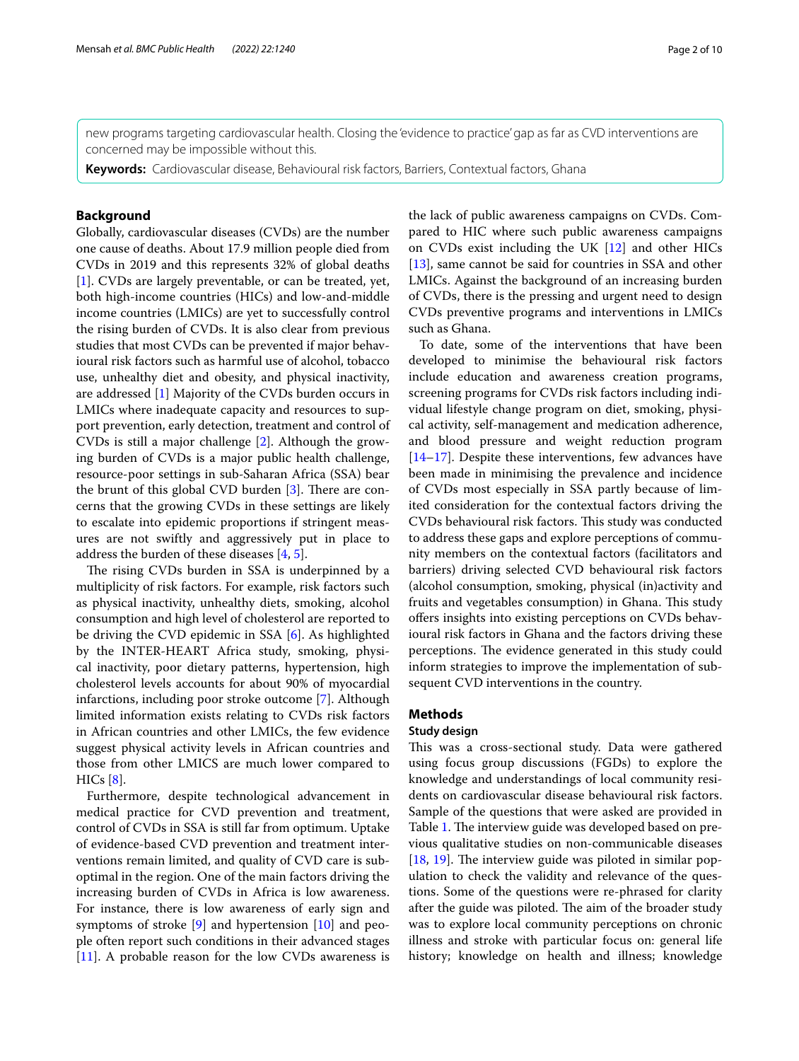new programs targeting cardiovascular health. Closing the 'evidence to practice' gap as far as CVD interventions are concerned may be impossible without this.

**Keywords:** Cardiovascular disease, Behavioural risk factors, Barriers, Contextual factors, Ghana

## Background

Globally, cardiovascular diseases (CVDs) are the number one cause of deaths. About 17.9 million people died from CVDs in 2019 and this represents 32% of global deaths [1]. CVDs are largely preventable, or can be treated, yet, both high-income countries (HICs) and low-and-middle income countries (LMICs) are yet to successfully control the rising burden of CVDs. It is also clear from previous studies that most CVDs can be prevented if major behavioural risk factors such as harmful use of alcohol, tobacco use, unhealthy diet and obesity, and physical inactivity, are addressed [1] Majority of the CVDs burden occurs in LMICs where inadequate capacity and resources to support prevention, early detection, treatment and control of CVDs is still a major challenge [2]. Although the growing burden of CVDs is a major public health challenge, resource-poor settings in sub-Saharan Africa (SSA) bear the brunt of this global CVD burden [3]. There are concerns that the growing CVDs in these settings are likely to escalate into epidemic proportions if stringent measures are not swiftly and aggressively put in place to address the burden of these diseases [4, 5].

The rising CVDs burden in SSA is underpinned by a multiplicity of risk factors. For example, risk factors such as physical inactivity, unhealthy diets, smoking, alcohol consumption and high level of cholesterol are reported to be driving the CVD epidemic in SSA [6]. As highlighted by the INTER-HEART Africa study, smoking, physical inactivity, poor dietary patterns, hypertension, high cholesterol levels accounts for about 90% of myocardial infarctions, including poor stroke outcome [7]. Although limited information exists relating to CVDs risk factors in African countries and other LMICs, the few evidence suggest physical activity levels in African countries and those from other LMICS are much lower compared to HICs [8].

Furthermore, despite technological advancement in medical practice for CVD prevention and treatment, control of CVDs in SSA is still far from optimum. Uptake of evidence-based CVD prevention and treatment interventions remain limited, and quality of CVD care is suboptimal in the region. One of the main factors driving the increasing burden of CVDs in Africa is low awareness. For instance, there is low awareness of early sign and symptoms of stroke [9] and hypertension [10] and people often report such conditions in their advanced stages [11]. A probable reason for the low CVDs awareness is the lack of public awareness campaigns on CVDs. Compared to HIC where such public awareness campaigns on CVDs exist including the UK [12] and other HICs [13], same cannot be said for countries in SSA and other LMICs. Against the background of an increasing burden of CVDs, there is the pressing and urgent need to design CVDs preventive programs and interventions in LMICs such as Ghana.

To date, some of the interventions that have been developed to minimise the behavioural risk factors include education and awareness creation programs, screening programs for CVDs risk factors including individual lifestyle change program on diet, smoking, physical activity, self-management and medication adherence, and blood pressure and weight reduction program [14–17]. Despite these interventions, few advances have been made in minimising the prevalence and incidence of CVDs most especially in SSA partly because of limited consideration for the contextual factors driving the CVDs behavioural risk factors. This study was conducted to address these gaps and explore perceptions of community members on the contextual factors (facilitators and barriers) driving selected CVD behavioural risk factors (alcohol consumption, smoking, physical (in)activity and fruits and vegetables consumption) in Ghana. This study offers insights into existing perceptions on CVDs behavioural risk factors in Ghana and the factors driving these perceptions. The evidence generated in this study could inform strategies to improve the implementation of subsequent CVD interventions in the country.

## Methods

### Study design

This was a cross-sectional study. Data were gathered using focus group discussions (FGDs) to explore the knowledge and understandings of local community residents on cardiovascular disease behavioural risk factors. Sample of the questions that were asked are provided in Table 1. The interview guide was developed based on previous qualitative studies on non-communicable diseases [18, 19]. The interview guide was piloted in similar population to check the validity and relevance of the questions. Some of the questions were re-phrased for clarity after the guide was piloted. The aim of the broader study was to explore local community perceptions on chronic illness and stroke with particular focus on: general life history; knowledge on health and illness; knowledge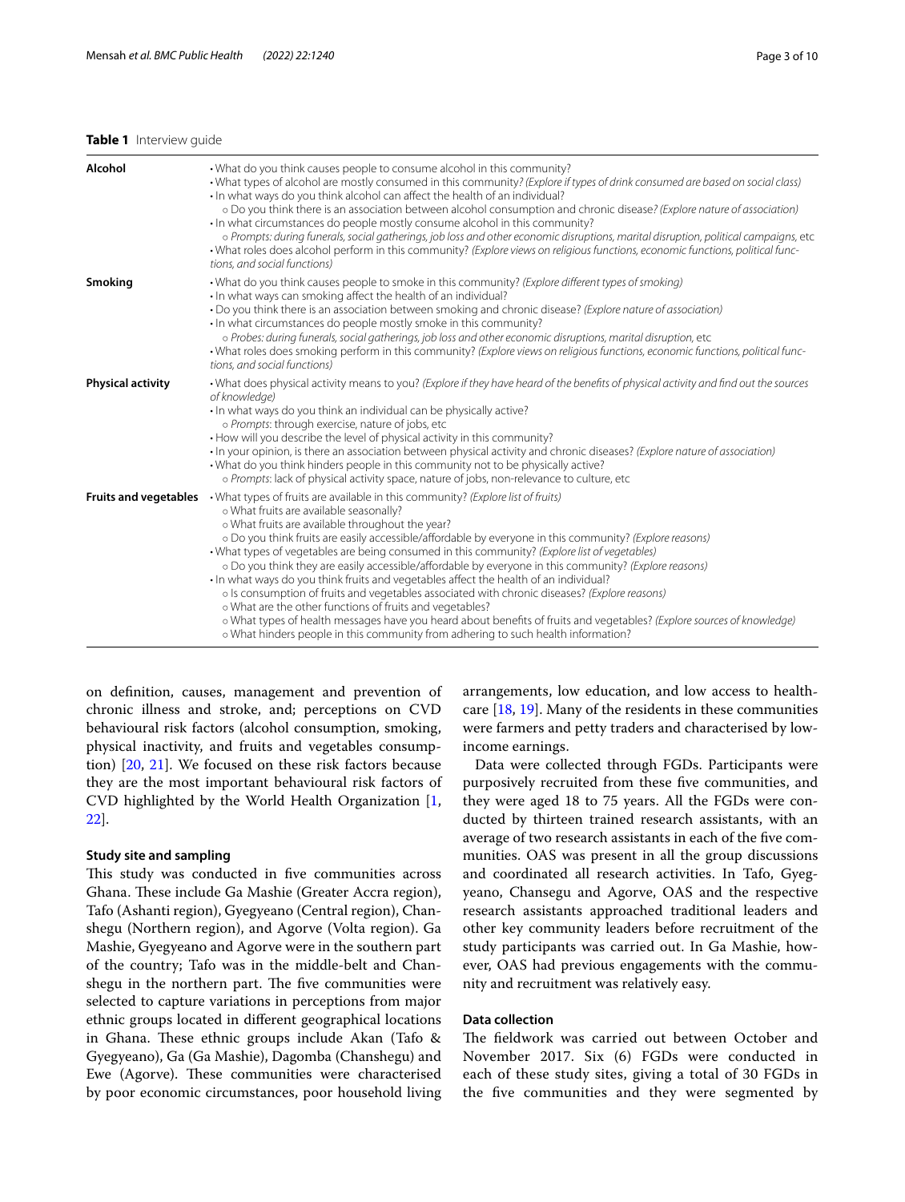**Table 1** Interview guide

| | |
|---|---|
| **Alcohol** | • What do you think causes people to consume alcohol in this community?<br>• What types of alcohol are mostly consumed in this community? *(Explore if types of drink consumed are based on social class)*<br>• In what ways do you think alcohol can affect the health of an individual?<br>○ Do you think there is an association between alcohol consumption and chronic disease? *(Explore nature of association)*<br>• In what circumstances do people mostly consume alcohol in this community?<br>○ *Prompts: during funerals, social gatherings, job loss and other economic disruptions, marital disruption, political campaigns,* etc<br>• What roles does alcohol perform in this community? *(Explore views on religious functions, economic functions, political functions, and social functions)* |
| **Smoking** | • What do you think causes people to smoke in this community? *(Explore different types of smoking)*<br>• In what ways can smoking affect the health of an individual?<br>• Do you think there is an association between smoking and chronic disease? *(Explore nature of association)*<br>• In what circumstances do people mostly smoke in this community?<br>○ *Probes: during funerals, social gatherings, job loss and other economic disruptions, marital disruption,* etc<br>• What roles does smoking perform in this community? *(Explore views on religious functions, economic functions, political functions, and social functions)* |
| **Physical activity** | • What does physical activity means to you? *(Explore if they have heard of the benefits of physical activity and find out the sources of knowledge)*<br>• In what ways do you think an individual can be physically active?<br>○ *Prompts*: through exercise, nature of jobs, etc<br>• How will you describe the level of physical activity in this community?<br>• In your opinion, is there an association between physical activity and chronic diseases? *(Explore nature of association)*<br>• What do you think hinders people in this community not to be physically active?<br>○ *Prompts*: lack of physical activity space, nature of jobs, non-relevance to culture, etc |
| **Fruits and vegetables** | • What types of fruits are available in this community? *(Explore list of fruits)*<br>○ What fruits are available seasonally?<br>○ What fruits are available throughout the year?<br>○ Do you think fruits are easily accessible/affordable by everyone in this community? *(Explore reasons)*<br>• What types of vegetables are being consumed in this community? *(Explore list of vegetables)*<br>○ Do you think they are easily accessible/affordable by everyone in this community? *(Explore reasons)*<br>• In what ways do you think fruits and vegetables affect the health of an individual?<br>○ Is consumption of fruits and vegetables associated with chronic diseases? *(Explore reasons)*<br>○ What are the other functions of fruits and vegetables?<br>○ What types of health messages have you heard about benefits of fruits and vegetables? *(Explore sources of knowledge)*<br>○ What hinders people in this community from adhering to such health information? |

on definition, causes, management and prevention of chronic illness and stroke, and; perceptions on CVD behavioural risk factors (alcohol consumption, smoking, physical inactivity, and fruits and vegetables consumption) [20, 21]. We focused on these risk factors because they are the most important behavioural risk factors of CVD highlighted by the World Health Organization [1, 22].

### Study site and sampling

This study was conducted in five communities across Ghana. These include Ga Mashie (Greater Accra region), Tafo (Ashanti region), Gyegyeano (Central region), Chanshegu (Northern region), and Agorve (Volta region). Ga Mashie, Gyegyeano and Agorve were in the southern part of the country; Tafo was in the middle-belt and Chanshegu in the northern part. The five communities were selected to capture variations in perceptions from major ethnic groups located in different geographical locations in Ghana. These ethnic groups include Akan (Tafo & Gyegyeano), Ga (Ga Mashie), Dagomba (Chanshegu) and Ewe (Agorve). These communities were characterised by poor economic circumstances, poor household living arrangements, low education, and low access to healthcare [18, 19]. Many of the residents in these communities were farmers and petty traders and characterised by low-income earnings.

Data were collected through FGDs. Participants were purposively recruited from these five communities, and they were aged 18 to 75 years. All the FGDs were conducted by thirteen trained research assistants, with an average of two research assistants in each of the five communities. OAS was present in all the group discussions and coordinated all research activities. In Tafo, Gyegyeano, Chansegu and Agorve, OAS and the respective research assistants approached traditional leaders and other key community leaders before recruitment of the study participants was carried out. In Ga Mashie, however, OAS had previous engagements with the community and recruitment was relatively easy.

### Data collection

The fieldwork was carried out between October and November 2017. Six (6) FGDs were conducted in each of these study sites, giving a total of 30 FGDs in the five communities and they were segmented by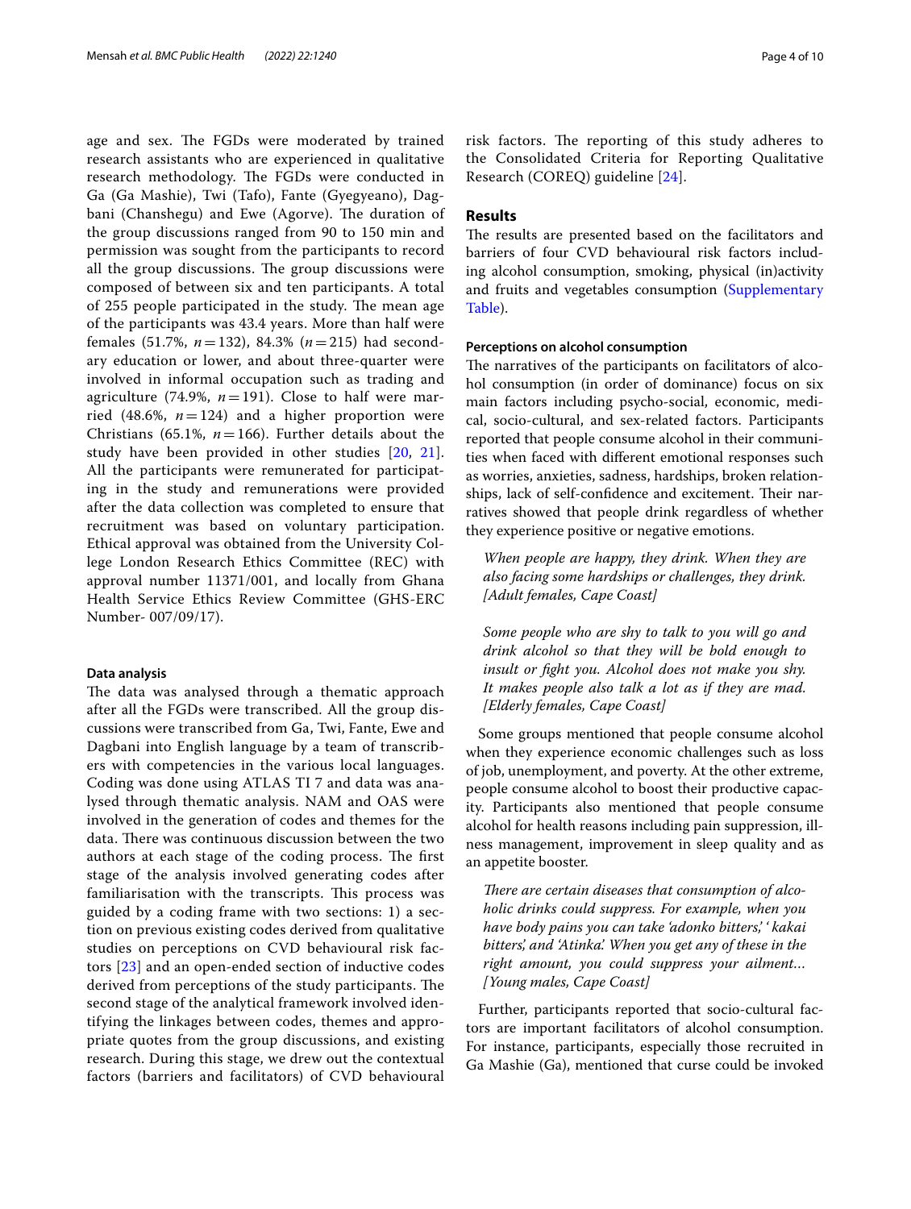age and sex. The FGDs were moderated by trained research assistants who are experienced in qualitative research methodology. The FGDs were conducted in Ga (Ga Mashie), Twi (Tafo), Fante (Gyegyeano), Dagbani (Chanshegu) and Ewe (Agorve). The duration of the group discussions ranged from 90 to 150 min and permission was sought from the participants to record all the group discussions. The group discussions were composed of between six and ten participants. A total of 255 people participated in the study. The mean age of the participants was 43.4 years. More than half were females (51.7%, $n = 132$), 84.3% ($n = 215$) had secondary education or lower, and about three-quarter were involved in informal occupation such as trading and agriculture (74.9%, $n = 191$). Close to half were married (48.6%, $n = 124$) and a higher proportion were Christians (65.1%, $n = 166$). Further details about the study have been provided in other studies [20, 21]. All the participants were remunerated for participating in the study and remunerations were provided after the data collection was completed to ensure that recruitment was based on voluntary participation. Ethical approval was obtained from the University College London Research Ethics Committee (REC) with approval number 11371/001, and locally from Ghana Health Service Ethics Review Committee (GHS-ERC Number- 007/09/17).

#### Data analysis

The data was analysed through a thematic approach after all the FGDs were transcribed. All the group discussions were transcribed from Ga, Twi, Fante, Ewe and Dagbani into English language by a team of transcribers with competencies in the various local languages. Coding was done using ATLAS TI 7 and data was analysed through thematic analysis. NAM and OAS were involved in the generation of codes and themes for the data. There was continuous discussion between the two authors at each stage of the coding process. The first stage of the analysis involved generating codes after familiarisation with the transcripts. This process was guided by a coding frame with two sections: 1) a section on previous existing codes derived from qualitative studies on perceptions on CVD behavioural risk factors [23] and an open-ended section of inductive codes derived from perceptions of the study participants. The second stage of the analytical framework involved identifying the linkages between codes, themes and appropriate quotes from the group discussions, and existing research. During this stage, we drew out the contextual factors (barriers and facilitators) of CVD behavioural risk factors. The reporting of this study adheres to the Consolidated Criteria for Reporting Qualitative Research (COREQ) guideline [24].

## Results

The results are presented based on the facilitators and barriers of four CVD behavioural risk factors including alcohol consumption, smoking, physical (in)activity and fruits and vegetables consumption (Supplementary Table).

#### Perceptions on alcohol consumption

The narratives of the participants on facilitators of alcohol consumption (in order of dominance) focus on six main factors including psycho-social, economic, medical, socio-cultural, and sex-related factors. Participants reported that people consume alcohol in their communities when faced with different emotional responses such as worries, anxieties, sadness, hardships, broken relationships, lack of self-confidence and excitement. Their narratives showed that people drink regardless of whether they experience positive or negative emotions.

> *When people are happy, they drink. When they are also facing some hardships or challenges, they drink. [Adult females, Cape Coast]*

> *Some people who are shy to talk to you will go and drink alcohol so that they will be bold enough to insult or fight you. Alcohol does not make you shy. It makes people also talk a lot as if they are mad. [Elderly females, Cape Coast]*

Some groups mentioned that people consume alcohol when they experience economic challenges such as loss of job, unemployment, and poverty. At the other extreme, people consume alcohol to boost their productive capacity. Participants also mentioned that people consume alcohol for health reasons including pain suppression, illness management, improvement in sleep quality and as an appetite booster.

> *There are certain diseases that consumption of alcoholic drinks could suppress. For example, when you have body pains you can take 'adonko bitters,' 'kakai bitters,' and 'Atinka.' When you get any of these in the right amount, you could suppress your ailment… [Young males, Cape Coast]*

Further, participants reported that socio-cultural factors are important facilitators of alcohol consumption. For instance, participants, especially those recruited in Ga Mashie (Ga), mentioned that curse could be invoked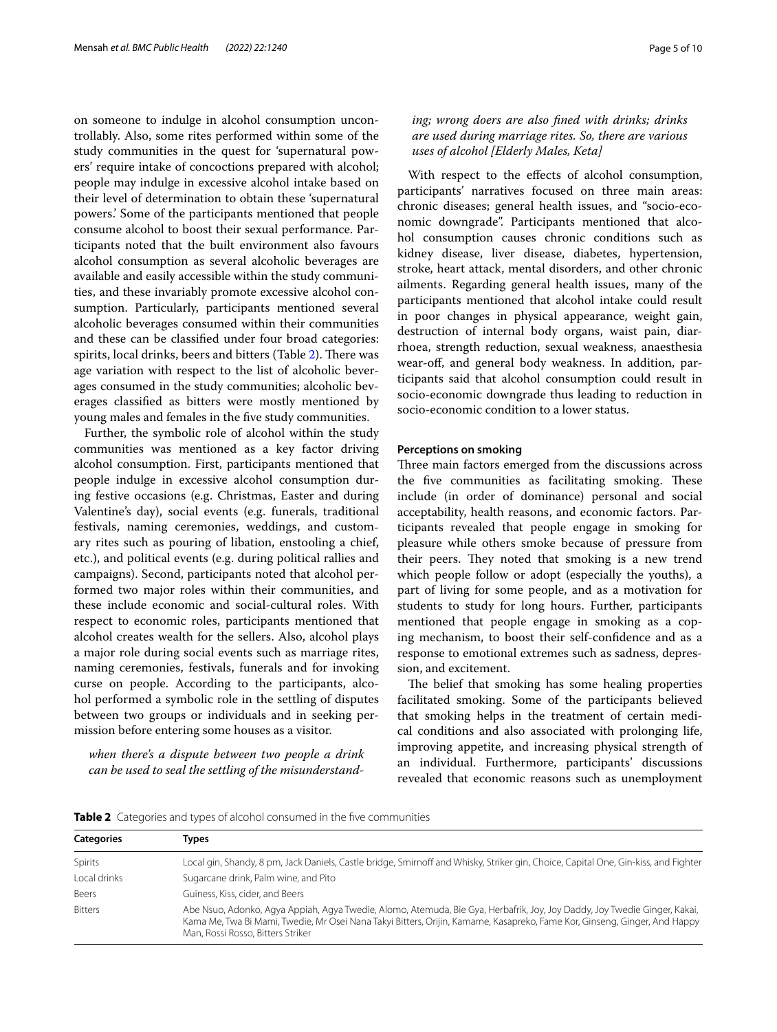on someone to indulge in alcohol consumption uncontrollably. Also, some rites performed within some of the study communities in the quest for 'supernatural powers' require intake of concoctions prepared with alcohol; people may indulge in excessive alcohol intake based on their level of determination to obtain these 'supernatural powers.' Some of the participants mentioned that people consume alcohol to boost their sexual performance. Participants noted that the built environment also favours alcohol consumption as several alcoholic beverages are available and easily accessible within the study communities, and these invariably promote excessive alcohol consumption. Particularly, participants mentioned several alcoholic beverages consumed within their communities and these can be classified under four broad categories: spirits, local drinks, beers and bitters (Table 2). There was age variation with respect to the list of alcoholic beverages consumed in the study communities; alcoholic beverages classified as bitters were mostly mentioned by young males and females in the five study communities.

Further, the symbolic role of alcohol within the study communities was mentioned as a key factor driving alcohol consumption. First, participants mentioned that people indulge in excessive alcohol consumption during festive occasions (e.g. Christmas, Easter and during Valentine's day), social events (e.g. funerals, traditional festivals, naming ceremonies, weddings, and customary rites such as pouring of libation, enstooling a chief, etc.), and political events (e.g. during political rallies and campaigns). Second, participants noted that alcohol performed two major roles within their communities, and these include economic and social-cultural roles. With respect to economic roles, participants mentioned that alcohol creates wealth for the sellers. Also, alcohol plays a major role during social events such as marriage rites, naming ceremonies, festivals, funerals and for invoking curse on people. According to the participants, alcohol performed a symbolic role in the settling of disputes between two groups or individuals and in seeking permission before entering some houses as a visitor.

*when there's a dispute between two people a drink can be used to seal the settling of the misunderstanding; wrong doers are also fined with drinks; drinks are used during marriage rites. So, there are various uses of alcohol [Elderly Males, Keta]*

With respect to the effects of alcohol consumption, participants' narratives focused on three main areas: chronic diseases; general health issues, and "socio-economic downgrade". Participants mentioned that alcohol consumption causes chronic conditions such as kidney disease, liver disease, diabetes, hypertension, stroke, heart attack, mental disorders, and other chronic ailments. Regarding general health issues, many of the participants mentioned that alcohol intake could result in poor changes in physical appearance, weight gain, destruction of internal body organs, waist pain, diarrhoea, strength reduction, sexual weakness, anaesthesia wear-off, and general body weakness. In addition, participants said that alcohol consumption could result in socio-economic downgrade thus leading to reduction in socio-economic condition to a lower status.

**Perceptions on smoking**

Three main factors emerged from the discussions across the five communities as facilitating smoking. These include (in order of dominance) personal and social acceptability, health reasons, and economic factors. Participants revealed that people engage in smoking for pleasure while others smoke because of pressure from their peers. They noted that smoking is a new trend which people follow or adopt (especially the youths), a part of living for some people, and as a motivation for students to study for long hours. Further, participants mentioned that people engage in smoking as a coping mechanism, to boost their self-confidence and as a response to emotional extremes such as sadness, depression, and excitement.

The belief that smoking has some healing properties facilitated smoking. Some of the participants believed that smoking helps in the treatment of certain medical conditions and also associated with prolonging life, improving appetite, and increasing physical strength of an individual. Furthermore, participants' discussions revealed that economic reasons such as unemployment

**Table 2** Categories and types of alcohol consumed in the five communities

| Categories | Types |
|---|---|
| Spirits | Local gin, Shandy, 8 pm, Jack Daniels, Castle bridge, Smirnoff and Whisky, Striker gin, Choice, Capital One, Gin-kiss, and Fighter |
| Local drinks | Sugarcane drink, Palm wine, and Pito |
| Beers | Guiness, Kiss, cider, and Beers |
| Bitters | Abe Nsuo, Adonko, Agya Appiah, Agya Twedie, Alomo, Atemuda, Bie Gya, Herbafrik, Joy, Joy Daddy, Joy Twedie Ginger, Kakai, Kama Me, Twa Bi Mami, Twedie, Mr Osei Nana Takyi Bitters, Orijin, Kamame, Kasapreko, Fame Kor, Ginseng, Ginger, And Happy Man, Rossi Rosso, Bitters Striker |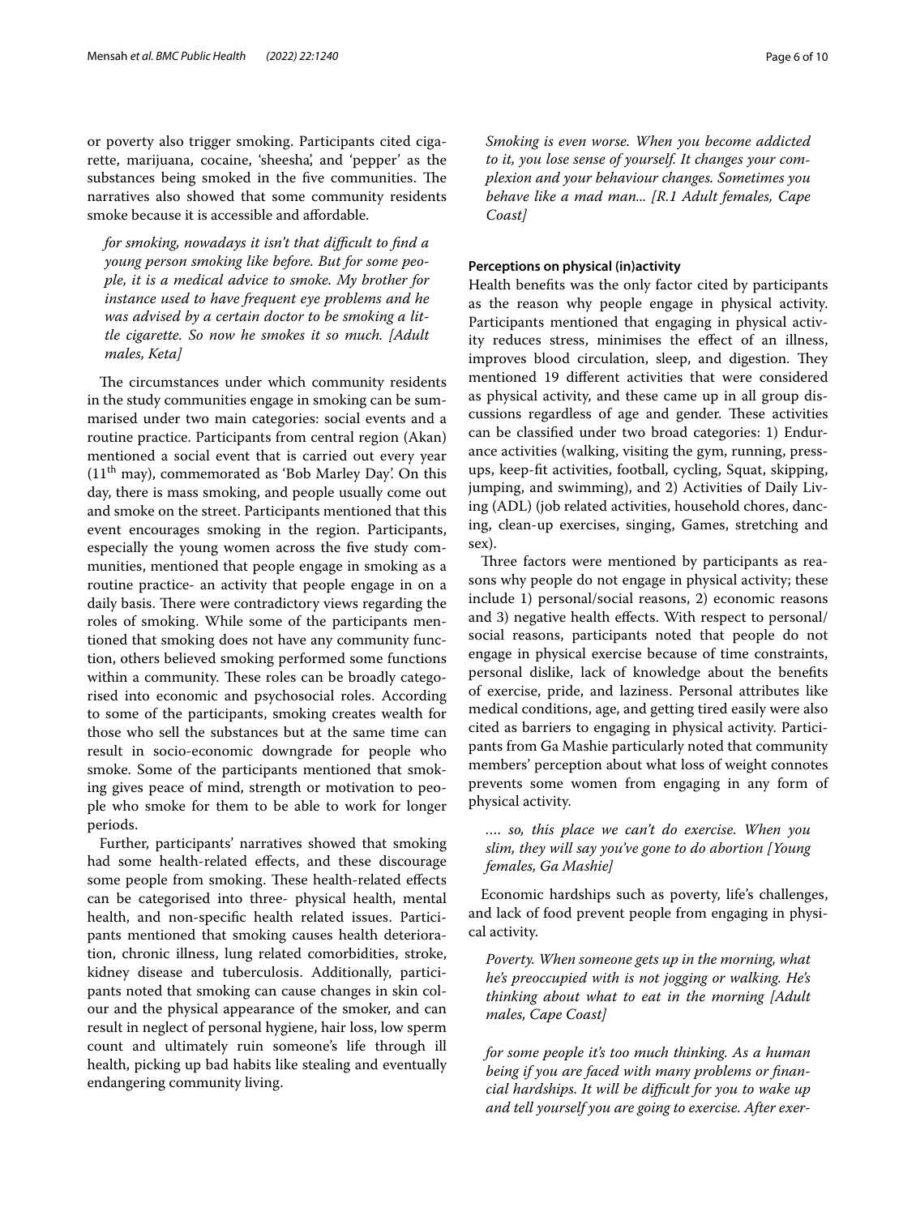or poverty also trigger smoking. Participants cited cigarette, marijuana, cocaine, 'sheesha', and 'pepper' as the substances being smoked in the five communities. The narratives also showed that some community residents smoke because it is accessible and affordable.

> *for smoking, nowadays it isn't that difficult to find a young person smoking like before. But for some people, it is a medical advice to smoke. My brother for instance used to have frequent eye problems and he was advised by a certain doctor to be smoking a little cigarette. So now he smokes it so much. [Adult males, Keta]*

The circumstances under which community residents in the study communities engage in smoking can be summarised under two main categories: social events and a routine practice. Participants from central region (Akan) mentioned a social event that is carried out every year (11th may), commemorated as 'Bob Marley Day'. On this day, there is mass smoking, and people usually come out and smoke on the street. Participants mentioned that this event encourages smoking in the region. Participants, especially the young women across the five study communities, mentioned that people engage in smoking as a routine practice- an activity that people engage in on a daily basis. There were contradictory views regarding the roles of smoking. While some of the participants mentioned that smoking does not have any community function, others believed smoking performed some functions within a community. These roles can be broadly categorised into economic and psychosocial roles. According to some of the participants, smoking creates wealth for those who sell the substances but at the same time can result in socio-economic downgrade for people who smoke. Some of the participants mentioned that smoking gives peace of mind, strength or motivation to people who smoke for them to be able to work for longer periods.

Further, participants' narratives showed that smoking had some health-related effects, and these discourage some people from smoking. These health-related effects can be categorised into three- physical health, mental health, and non-specific health related issues. Participants mentioned that smoking causes health deterioration, chronic illness, lung related comorbidities, stroke, kidney disease and tuberculosis. Additionally, participants noted that smoking can cause changes in skin colour and the physical appearance of the smoker, and can result in neglect of personal hygiene, hair loss, low sperm count and ultimately ruin someone's life through ill health, picking up bad habits like stealing and eventually endangering community living.

> *Smoking is even worse. When you become addicted to it, you lose sense of yourself. It changes your complexion and your behaviour changes. Sometimes you behave like a mad man... [R.1 Adult females, Cape Coast]*

#### Perceptions on physical (in)activity

Health benefits was the only factor cited by participants as the reason why people engage in physical activity. Participants mentioned that engaging in physical activity reduces stress, minimises the effect of an illness, improves blood circulation, sleep, and digestion. They mentioned 19 different activities that were considered as physical activity, and these came up in all group discussions regardless of age and gender. These activities can be classified under two broad categories: 1) Endurance activities (walking, visiting the gym, running, press-ups, keep-fit activities, football, cycling, Squat, skipping, jumping, and swimming), and 2) Activities of Daily Living (ADL) (job related activities, household chores, dancing, clean-up exercises, singing, Games, stretching and sex).

Three factors were mentioned by participants as reasons why people do not engage in physical activity; these include 1) personal/social reasons, 2) economic reasons and 3) negative health effects. With respect to personal/social reasons, participants noted that people do not engage in physical exercise because of time constraints, personal dislike, lack of knowledge about the benefits of exercise, pride, and laziness. Personal attributes like medical conditions, age, and getting tired easily were also cited as barriers to engaging in physical activity. Participants from Ga Mashie particularly noted that community members' perception about what loss of weight connotes prevents some women from engaging in any form of physical activity.

> *…. so, this place we can't do exercise. When you slim, they will say you've gone to do abortion [Young females, Ga Mashie]*

Economic hardships such as poverty, life's challenges, and lack of food prevent people from engaging in physical activity.

> *Poverty. When someone gets up in the morning, what he's preoccupied with is not jogging or walking. He's thinking about what to eat in the morning [Adult males, Cape Coast]*

> *for some people it's too much thinking. As a human being if you are faced with many problems or financial hardships. It will be difficult for you to wake up and tell yourself you are going to exercise. After exer-*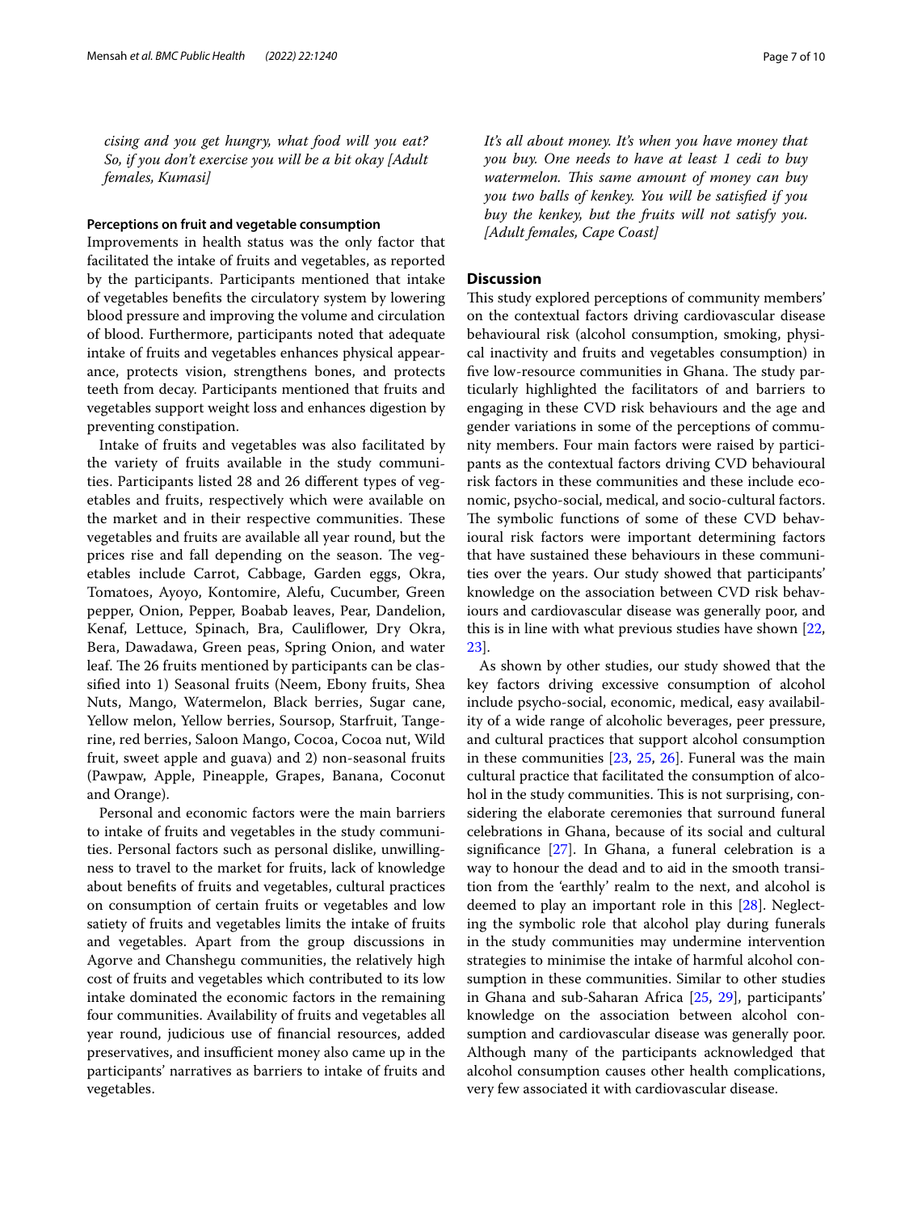*cising and you get hungry, what food will you eat? So, if you don't exercise you will be a bit okay [Adult females, Kumasi]*

#### Perceptions on fruit and vegetable consumption

Improvements in health status was the only factor that facilitated the intake of fruits and vegetables, as reported by the participants. Participants mentioned that intake of vegetables benefits the circulatory system by lowering blood pressure and improving the volume and circulation of blood. Furthermore, participants noted that adequate intake of fruits and vegetables enhances physical appearance, protects vision, strengthens bones, and protects teeth from decay. Participants mentioned that fruits and vegetables support weight loss and enhances digestion by preventing constipation.

Intake of fruits and vegetables was also facilitated by the variety of fruits available in the study communities. Participants listed 28 and 26 different types of vegetables and fruits, respectively which were available on the market and in their respective communities. These vegetables and fruits are available all year round, but the prices rise and fall depending on the season. The vegetables include Carrot, Cabbage, Garden eggs, Okra, Tomatoes, Ayoyo, Kontomire, Alefu, Cucumber, Green pepper, Onion, Pepper, Boabab leaves, Pear, Dandelion, Kenaf, Lettuce, Spinach, Bra, Cauliflower, Dry Okra, Bera, Dawadawa, Green peas, Spring Onion, and water leaf. The 26 fruits mentioned by participants can be classified into 1) Seasonal fruits (Neem, Ebony fruits, Shea Nuts, Mango, Watermelon, Black berries, Sugar cane, Yellow melon, Yellow berries, Soursop, Starfruit, Tangerine, red berries, Saloon Mango, Cocoa, Cocoa nut, Wild fruit, sweet apple and guava) and 2) non-seasonal fruits (Pawpaw, Apple, Pineapple, Grapes, Banana, Coconut and Orange).

Personal and economic factors were the main barriers to intake of fruits and vegetables in the study communities. Personal factors such as personal dislike, unwillingness to travel to the market for fruits, lack of knowledge about benefits of fruits and vegetables, cultural practices on consumption of certain fruits or vegetables and low satiety of fruits and vegetables limits the intake of fruits and vegetables. Apart from the group discussions in Agorve and Chanshegu communities, the relatively high cost of fruits and vegetables which contributed to its low intake dominated the economic factors in the remaining four communities. Availability of fruits and vegetables all year round, judicious use of financial resources, added preservatives, and insufficient money also came up in the participants' narratives as barriers to intake of fruits and vegetables.

*It's all about money. It's when you have money that you buy. One needs to have at least 1 cedi to buy watermelon. This same amount of money can buy you two balls of kenkey. You will be satisfied if you buy the kenkey, but the fruits will not satisfy you. [Adult females, Cape Coast]*

## Discussion

This study explored perceptions of community members' on the contextual factors driving cardiovascular disease behavioural risk (alcohol consumption, smoking, physical inactivity and fruits and vegetables consumption) in five low-resource communities in Ghana. The study particularly highlighted the facilitators of and barriers to engaging in these CVD risk behaviours and the age and gender variations in some of the perceptions of community members. Four main factors were raised by participants as the contextual factors driving CVD behavioural risk factors in these communities and these include economic, psycho-social, medical, and socio-cultural factors. The symbolic functions of some of these CVD behavioural risk factors were important determining factors that have sustained these behaviours in these communities over the years. Our study showed that participants' knowledge on the association between CVD risk behaviours and cardiovascular disease was generally poor, and this is in line with what previous studies have shown [22, 23].

As shown by other studies, our study showed that the key factors driving excessive consumption of alcohol include psycho-social, economic, medical, easy availability of a wide range of alcoholic beverages, peer pressure, and cultural practices that support alcohol consumption in these communities [23, 25, 26]. Funeral was the main cultural practice that facilitated the consumption of alcohol in the study communities. This is not surprising, considering the elaborate ceremonies that surround funeral celebrations in Ghana, because of its social and cultural significance [27]. In Ghana, a funeral celebration is a way to honour the dead and to aid in the smooth transition from the 'earthly' realm to the next, and alcohol is deemed to play an important role in this [28]. Neglecting the symbolic role that alcohol play during funerals in the study communities may undermine intervention strategies to minimise the intake of harmful alcohol consumption in these communities. Similar to other studies in Ghana and sub-Saharan Africa [25, 29], participants' knowledge on the association between alcohol consumption and cardiovascular disease was generally poor. Although many of the participants acknowledged that alcohol consumption causes other health complications, very few associated it with cardiovascular disease.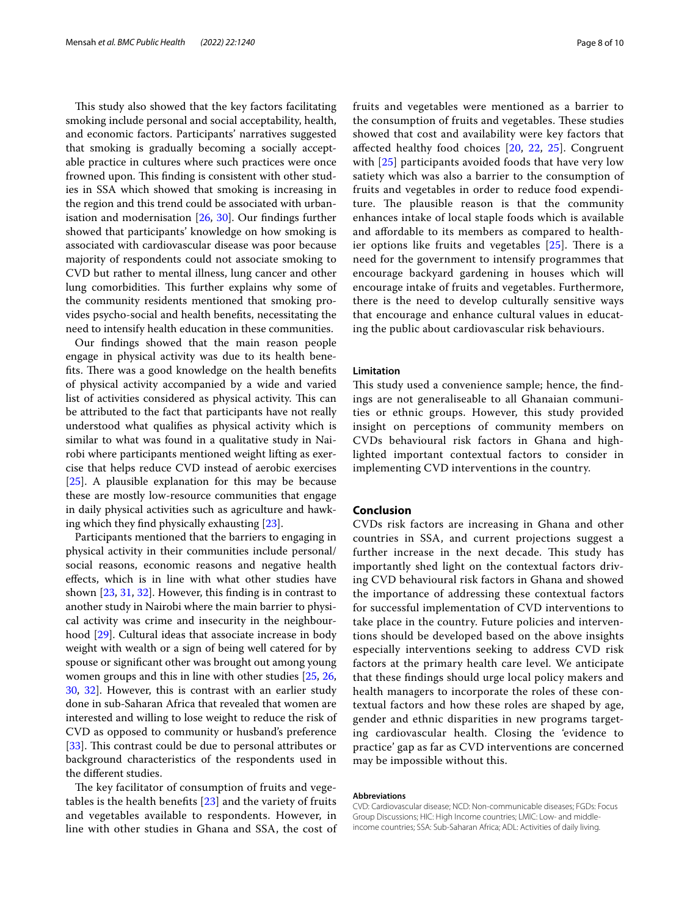This study also showed that the key factors facilitating smoking include personal and social acceptability, health, and economic factors. Participants' narratives suggested that smoking is gradually becoming a socially acceptable practice in cultures where such practices were once frowned upon. This finding is consistent with other studies in SSA which showed that smoking is increasing in the region and this trend could be associated with urbanisation and modernisation [26, 30]. Our findings further showed that participants' knowledge on how smoking is associated with cardiovascular disease was poor because majority of respondents could not associate smoking to CVD but rather to mental illness, lung cancer and other lung comorbidities. This further explains why some of the community residents mentioned that smoking provides psycho-social and health benefits, necessitating the need to intensify health education in these communities.

Our findings showed that the main reason people engage in physical activity was due to its health benefits. There was a good knowledge on the health benefits of physical activity accompanied by a wide and varied list of activities considered as physical activity. This can be attributed to the fact that participants have not really understood what qualifies as physical activity which is similar to what was found in a qualitative study in Nairobi where participants mentioned weight lifting as exercise that helps reduce CVD instead of aerobic exercises [25]. A plausible explanation for this may be because these are mostly low-resource communities that engage in daily physical activities such as agriculture and hawking which they find physically exhausting [23].

Participants mentioned that the barriers to engaging in physical activity in their communities include personal/social reasons, economic reasons and negative health effects, which is in line with what other studies have shown [23, 31, 32]. However, this finding is in contrast to another study in Nairobi where the main barrier to physical activity was crime and insecurity in the neighbourhood [29]. Cultural ideas that associate increase in body weight with wealth or a sign of being well catered for by spouse or significant other was brought out among young women groups and this in line with other studies [25, 26, 30, 32]. However, this is contrast with an earlier study done in sub-Saharan Africa that revealed that women are interested and willing to lose weight to reduce the risk of CVD as opposed to community or husband's preference [33]. This contrast could be due to personal attributes or background characteristics of the respondents used in the different studies.

The key facilitator of consumption of fruits and vegetables is the health benefits [23] and the variety of fruits and vegetables available to respondents. However, in line with other studies in Ghana and SSA, the cost of fruits and vegetables were mentioned as a barrier to the consumption of fruits and vegetables. These studies showed that cost and availability were key factors that affected healthy food choices [20, 22, 25]. Congruent with [25] participants avoided foods that have very low satiety which was also a barrier to the consumption of fruits and vegetables in order to reduce food expenditure. The plausible reason is that the community enhances intake of local staple foods which is available and affordable to its members as compared to healthier options like fruits and vegetables [25]. There is a need for the government to intensify programmes that encourage backyard gardening in houses which will encourage intake of fruits and vegetables. Furthermore, there is the need to develop culturally sensitive ways that encourage and enhance cultural values in educating the public about cardiovascular risk behaviours.

### Limitation

This study used a convenience sample; hence, the findings are not generaliseable to all Ghanaian communities or ethnic groups. However, this study provided insight on perceptions of community members on CVDs behavioural risk factors in Ghana and highlighted important contextual factors to consider in implementing CVD interventions in the country.

## Conclusion

CVDs risk factors are increasing in Ghana and other countries in SSA, and current projections suggest a further increase in the next decade. This study has importantly shed light on the contextual factors driving CVD behavioural risk factors in Ghana and showed the importance of addressing these contextual factors for successful implementation of CVD interventions to take place in the country. Future policies and interventions should be developed based on the above insights especially interventions seeking to address CVD risk factors at the primary health care level. We anticipate that these findings should urge local policy makers and health managers to incorporate the roles of these contextual factors and how these roles are shaped by age, gender and ethnic disparities in new programs targeting cardiovascular health. Closing the 'evidence to practice' gap as far as CVD interventions are concerned may be impossible without this.

#### Abbreviations

CVD: Cardiovascular disease; NCD: Non-communicable diseases; FGDs: Focus Group Discussions; HIC: High Income countries; LMIC: Low- and middle-income countries; SSA: Sub-Saharan Africa; ADL: Activities of daily living.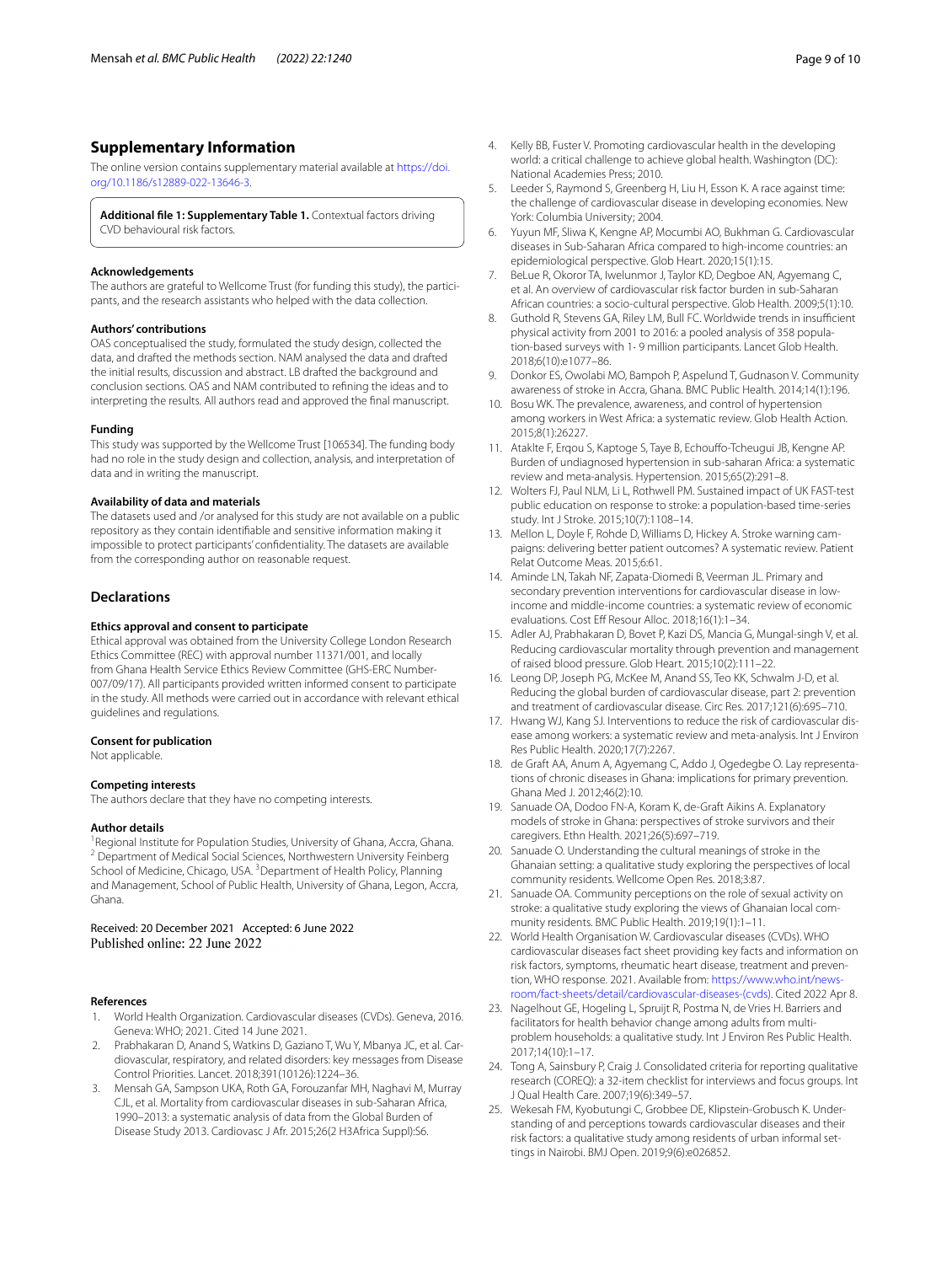## Supplementary Information

The online version contains supplementary material available at https://doi.org/10.1186/s12889-022-13646-3.

**Additional file 1: Supplementary Table 1.** Contextual factors driving CVD behavioural risk factors.

### Acknowledgements

The authors are grateful to Wellcome Trust (for funding this study), the participants, and the research assistants who helped with the data collection.

### Authors' contributions

OAS conceptualised the study, formulated the study design, collected the data, and drafted the methods section. NAM analysed the data and drafted the initial results, discussion and abstract. LB drafted the background and conclusion sections. OAS and NAM contributed to refining the ideas and to interpreting the results. All authors read and approved the final manuscript.

### Funding

This study was supported by the Wellcome Trust [106534]. The funding body had no role in the study design and collection, analysis, and interpretation of data and in writing the manuscript.

### Availability of data and materials

The datasets used and /or analysed for this study are not available on a public repository as they contain identifiable and sensitive information making it impossible to protect participants' confidentiality. The datasets are available from the corresponding author on reasonable request.

## Declarations

### Ethics approval and consent to participate

Ethical approval was obtained from the University College London Research Ethics Committee (REC) with approval number 11371/001, and locally from Ghana Health Service Ethics Review Committee (GHS-ERC Number-007/09/17). All participants provided written informed consent to participate in the study. All methods were carried out in accordance with relevant ethical guidelines and regulations.

### Consent for publication

Not applicable.

### Competing interests

The authors declare that they have no competing interests.

### Author details

[1]Regional Institute for Population Studies, University of Ghana, Accra, Ghana. [2] Department of Medical Social Sciences, Northwestern University Feinberg School of Medicine, Chicago, USA. [3]Department of Health Policy, Planning and Management, School of Public Health, University of Ghana, Legon, Accra, Ghana.

Received: 20 December 2021 Accepted: 6 June 2022
Published online: 22 June 2022

### References

1. World Health Organization. Cardiovascular diseases (CVDs). Geneva, 2016. Geneva: WHO; 2021. Cited 14 June 2021.
2. Prabhakaran D, Anand S, Watkins D, Gaziano T, Wu Y, Mbanya JC, et al. Cardiovascular, respiratory, and related disorders: key messages from Disease Control Priorities. Lancet. 2018;391(10126):1224–36.
3. Mensah GA, Sampson UKA, Roth GA, Forouzanfar MH, Naghavi M, Murray CJL, et al. Mortality from cardiovascular diseases in sub-Saharan Africa, 1990–2013: a systematic analysis of data from the Global Burden of Disease Study 2013. Cardiovasc J Afr. 2015;26(2 H3Africa Suppl):S6.
4. Kelly BB, Fuster V. Promoting cardiovascular health in the developing world: a critical challenge to achieve global health. Washington (DC): National Academies Press; 2010.
5. Leeder S, Raymond S, Greenberg H, Liu H, Esson K. A race against time: the challenge of cardiovascular disease in developing economies. New York: Columbia University; 2004.
6. Yuyun MF, Sliwa K, Kengne AP, Mocumbi AO, Bukhman G. Cardiovascular diseases in Sub-Saharan Africa compared to high-income countries: an epidemiological perspective. Glob Heart. 2020;15(1):15.
7. BeLue R, Okoror TA, Iwelunmor J, Taylor KD, Degboe AN, Agyemang C, et al. An overview of cardiovascular risk factor burden in sub-Saharan African countries: a socio-cultural perspective. Glob Health. 2009;5(1):10.
8. Guthold R, Stevens GA, Riley LM, Bull FC. Worldwide trends in insufficient physical activity from 2001 to 2016: a pooled analysis of 358 population-based surveys with 1· 9 million participants. Lancet Glob Health. 2018;6(10):e1077–86.
9. Donkor ES, Owolabi MO, Bampoh P, Aspelund T, Gudnason V. Community awareness of stroke in Accra, Ghana. BMC Public Health. 2014;14(1):196.
10. Bosu WK. The prevalence, awareness, and control of hypertension among workers in West Africa: a systematic review. Glob Health Action. 2015;8(1):26227.
11. Ataklte F, Erqou S, Kaptoge S, Taye B, Echouffo-Tcheugui JB, Kengne AP. Burden of undiagnosed hypertension in sub-saharan Africa: a systematic review and meta-analysis. Hypertension. 2015;65(2):291–8.
12. Wolters FJ, Paul NLM, Li L, Rothwell PM. Sustained impact of UK FAST-test public education on response to stroke: a population-based time-series study. Int J Stroke. 2015;10(7):1108–14.
13. Mellon L, Doyle F, Rohde D, Williams D, Hickey A. Stroke warning campaigns: delivering better patient outcomes? A systematic review. Patient Relat Outcome Meas. 2015;6:61.
14. Aminde LN, Takah NF, Zapata-Diomedi B, Veerman JL. Primary and secondary prevention interventions for cardiovascular disease in low-income and middle-income countries: a systematic review of economic evaluations. Cost Eff Resour Alloc. 2018;16(1):1–34.
15. Adler AJ, Prabhakaran D, Bovet P, Kazi DS, Mancia G, Mungal-singh V, et al. Reducing cardiovascular mortality through prevention and management of raised blood pressure. Glob Heart. 2015;10(2):111–22.
16. Leong DP, Joseph PG, McKee M, Anand SS, Teo KK, Schwalm J-D, et al. Reducing the global burden of cardiovascular disease, part 2: prevention and treatment of cardiovascular disease. Circ Res. 2017;121(6):695–710.
17. Hwang WJ, Kang SJ. Interventions to reduce the risk of cardiovascular disease among workers: a systematic review and meta-analysis. Int J Environ Res Public Health. 2020;17(7):2267.
18. de Graft AA, Anum A, Agyemang C, Addo J, Ogedegbe O. Lay representations of chronic diseases in Ghana: implications for primary prevention. Ghana Med J. 2012;46(2):10.
19. Sanuade OA, Dodoo FN-A, Koram K, de-Graft Aikins A. Explanatory models of stroke in Ghana: perspectives of stroke survivors and their caregivers. Ethn Health. 2021;26(5):697–719.
20. Sanuade O. Understanding the cultural meanings of stroke in the Ghanaian setting: a qualitative study exploring the perspectives of local community residents. Wellcome Open Res. 2018;3:87.
21. Sanuade OA. Community perceptions on the role of sexual activity on stroke: a qualitative study exploring the views of Ghanaian local community residents. BMC Public Health. 2019;19(1):1–11.
22. World Health Organisation W. Cardiovascular diseases (CVDs). WHO cardiovascular diseases fact sheet providing key facts and information on risk factors, symptoms, rheumatic heart disease, treatment and prevention, WHO response. 2021. Available from: https://www.who.int/news-room/fact-sheets/detail/cardiovascular-diseases-(cvds). Cited 2022 Apr 8.
23. Nagelhout GE, Hogeling L, Spruijt R, Postma N, de Vries H. Barriers and facilitators for health behavior change among adults from multi-problem households: a qualitative study. Int J Environ Res Public Health. 2017;14(10):1–17.
24. Tong A, Sainsbury P, Craig J. Consolidated criteria for reporting qualitative research (COREQ): a 32-item checklist for interviews and focus groups. Int J Qual Health Care. 2007;19(6):349–57.
25. Wekesah FM, Kyobutungi C, Grobbee DE, Klipstein-Grobusch K. Understanding of and perceptions towards cardiovascular diseases and their risk factors: a qualitative study among residents of urban informal settings in Nairobi. BMJ Open. 2019;9(6):e026852.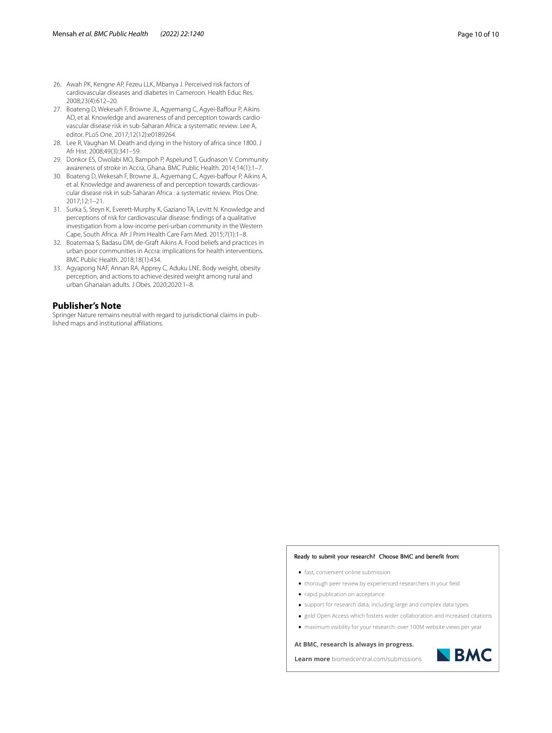26. Awah PK, Kengne AP, Fezeu LLK, Mbanya J. Perceived risk factors of cardiovascular diseases and diabetes in Cameroon. Health Educ Res. 2008;23(4):612–20.
27. Boateng D, Wekesah F, Browne JL, Agyemang C, Agyei-Baffour P, Aikins AD, et al. Knowledge and awareness of and perception towards cardiovascular disease risk in sub-Saharan Africa: a systematic review. Lee A, editor. PLoS One. 2017;12(12):e0189264.
28. Lee R, Vaughan M. Death and dying in the history of africa since 1800. J Afr Hist. 2008;49(3):341–59.
29. Donkor ES, Owolabi MO, Bampoh P, Aspelund T, Gudnason V. Community awareness of stroke in Accra, Ghana. BMC Public Health. 2014;14(1):1–7.
30. Boateng D, Wekesah F, Browne JL, Agyemang C, Agyei-baffour P, Aikins A, et al. Knowledge and awareness of and perception towards cardiovascular disease risk in sub-Saharan Africa : a systematic review. Plos One. 2017;12:1–21.
31. Surka S, Steyn K, Everett-Murphy K, Gaziano TA, Levitt N. Knowledge and perceptions of risk for cardiovascular disease: findings of a qualitative investigation from a low-income peri-urban community in the Western Cape, South Africa. Afr J Prim Health Care Fam Med. 2015;7(1):1–8.
32. Boatemaa S, Badasu DM, de-Graft Aikins A. Food beliefs and practices in urban poor communities in Accra: implications for health interventions. BMC Public Health. 2018;18(1):434.
33. Agyapong NAF, Annan RA, Apprey C, Aduku LNE. Body weight, obesity perception, and actions to achieve desired weight among rural and urban Ghanaian adults. J Obes. 2020;2020:1–8.

## Publisher's Note

Springer Nature remains neutral with regard to jurisdictional claims in published maps and institutional affiliations.

Ready to submit your research? Choose BMC and benefit from:

- fast, convenient online submission
- thorough peer review by experienced researchers in your field
- rapid publication on acceptance
- support for research data, including large and complex data types
- gold Open Access which fosters wider collaboration and increased citations
- maximum visibility for your research: over 100M website views per year

**At BMC, research is always in progress.**

**Learn more** biomedcentral.com/submissions

BMC